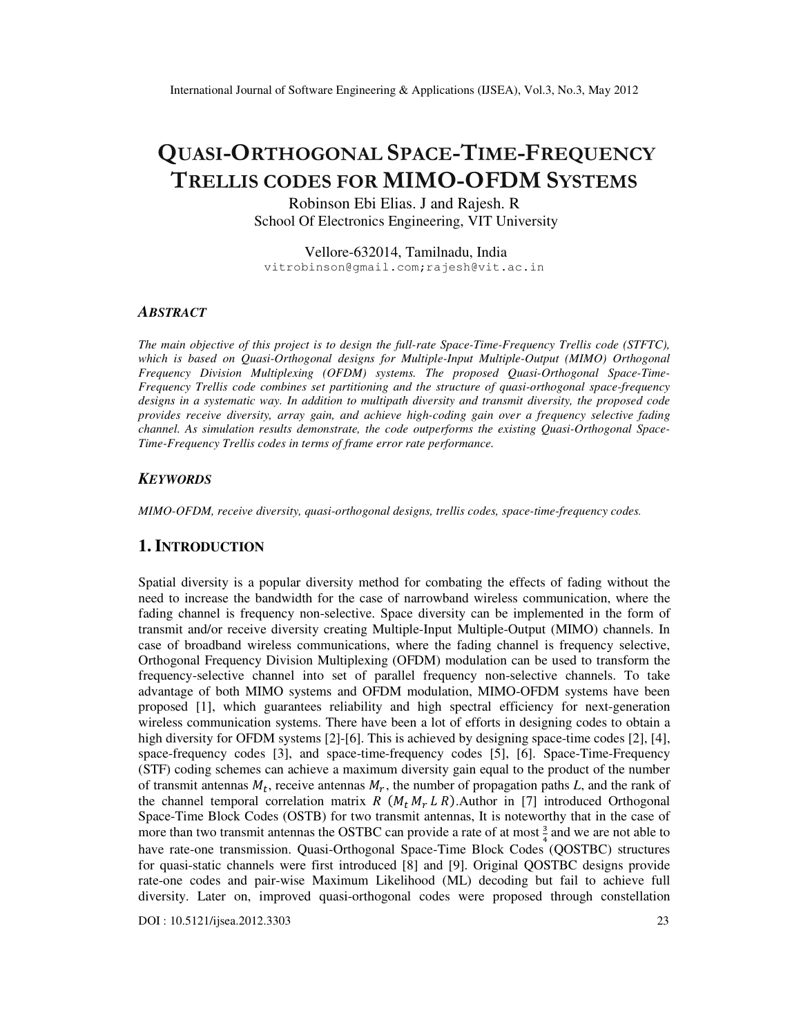# QUASI-ORTHOGONAL SPACE-TIME-FREQUENCY TRELLIS CODES FOR MIMO-OFDM SYSTEMS

Robinson Ebi Elias. J and Rajesh. R
School Of Electronics Engineering, VIT University

Vellore-632014, Tamilnadu, India
vitrobinson@gmail.com;rajesh@vit.ac.in

## *ABSTRACT*

*The main objective of this project is to design the full-rate Space-Time-Frequency Trellis code (STFTC), which is based on Quasi-Orthogonal designs for Multiple-Input Multiple-Output (MIMO) Orthogonal Frequency Division Multiplexing (OFDM) systems. The proposed Quasi-Orthogonal Space-Time-Frequency Trellis code combines set partitioning and the structure of quasi-orthogonal space-frequency designs in a systematic way. In addition to multipath diversity and transmit diversity, the proposed code provides receive diversity, array gain, and achieve high-coding gain over a frequency selective fading channel. As simulation results demonstrate, the code outperforms the existing Quasi-Orthogonal Space-Time-Frequency Trellis codes in terms of frame error rate performance.*

## *KEYWORDS*

*MIMO-OFDM, receive diversity, quasi-orthogonal designs, trellis codes, space-time-frequency codes.*

## 1. INTRODUCTION

Spatial diversity is a popular diversity method for combating the effects of fading without the need to increase the bandwidth for the case of narrowband wireless communication, where the fading channel is frequency non-selective. Space diversity can be implemented in the form of transmit and/or receive diversity creating Multiple-Input Multiple-Output (MIMO) channels. In case of broadband wireless communications, where the fading channel is frequency selective, Orthogonal Frequency Division Multiplexing (OFDM) modulation can be used to transform the frequency-selective channel into set of parallel frequency non-selective channels. To take advantage of both MIMO systems and OFDM modulation, MIMO-OFDM systems have been proposed [1], which guarantees reliability and high spectral efficiency for next-generation wireless communication systems. There have been a lot of efforts in designing codes to obtain a high diversity for OFDM systems [2]-[6]. This is achieved by designing space-time codes [2], [4], space-frequency codes [3], and space-time-frequency codes [5], [6]. Space-Time-Frequency (STF) coding schemes can achieve a maximum diversity gain equal to the product of the number of transmit antennas $M_t$, receive antennas $M_r$, the number of propagation paths *L*, and the rank of the channel temporal correlation matrix $R$ $(M_t M_r L R)$.Author in [7] introduced Orthogonal Space-Time Block Codes (OSTB) for two transmit antennas, It is noteworthy that in the case of more than two transmit antennas the OSTBC can provide a rate of at most $\frac{3}{4}$ and we are not able to have rate-one transmission. Quasi-Orthogonal Space-Time Block Codes (QOSTBC) structures for quasi-static channels were first introduced [8] and [9]. Original QOSTBC designs provide rate-one codes and pair-wise Maximum Likelihood (ML) decoding but fail to achieve full diversity. Later on, improved quasi-orthogonal codes were proposed through constellation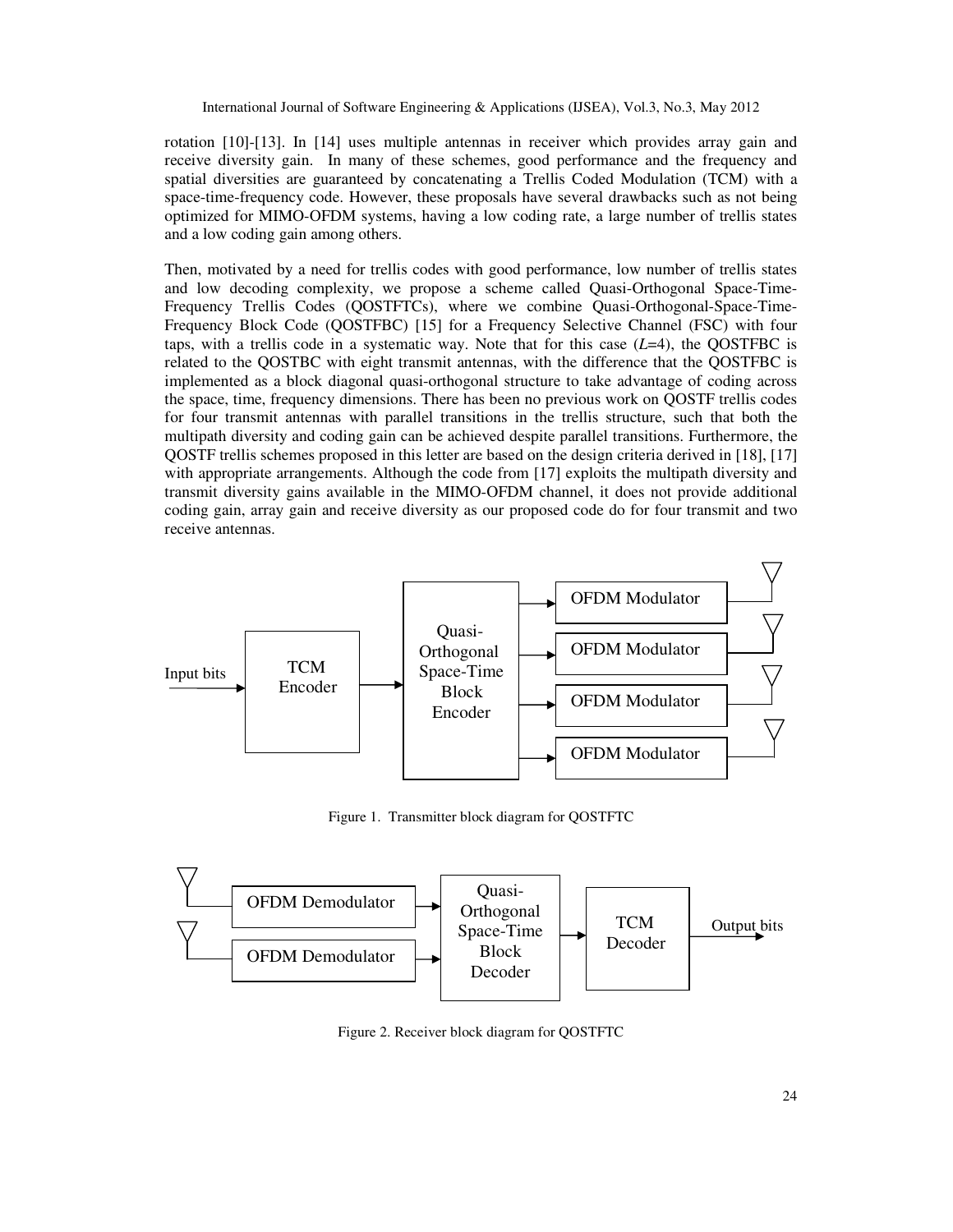rotation [10]-[13]. In [14] uses multiple antennas in receiver which provides array gain and receive diversity gain. In many of these schemes, good performance and the frequency and spatial diversities are guaranteed by concatenating a Trellis Coded Modulation (TCM) with a space-time-frequency code. However, these proposals have several drawbacks such as not being optimized for MIMO-OFDM systems, having a low coding rate, a large number of trellis states and a low coding gain among others.

Then, motivated by a need for trellis codes with good performance, low number of trellis states and low decoding complexity, we propose a scheme called Quasi-Orthogonal Space-Time-Frequency Trellis Codes (QOSTFTCs), where we combine Quasi-Orthogonal-Space-Time-Frequency Block Code (QOSTFBC) [15] for a Frequency Selective Channel (FSC) with four taps, with a trellis code in a systematic way. Note that for this case ($L$=4), the QOSTFBC is related to the QOSTBC with eight transmit antennas, with the difference that the QOSTFBC is implemented as a block diagonal quasi-orthogonal structure to take advantage of coding across the space, time, frequency dimensions. There has been no previous work on QOSTF trellis codes for four transmit antennas with parallel transitions in the trellis structure, such that both the multipath diversity and coding gain can be achieved despite parallel transitions. Furthermore, the QOSTF trellis schemes proposed in this letter are based on the design criteria derived in [18], [17] with appropriate arrangements. Although the code from [17] exploits the multipath diversity and transmit diversity gains available in the MIMO-OFDM channel, it does not provide additional coding gain, array gain and receive diversity as our proposed code do for four transmit and two receive antennas.

Figure 1. Transmitter block diagram for QOSTFTC

Figure 2. Receiver block diagram for QOSTFTC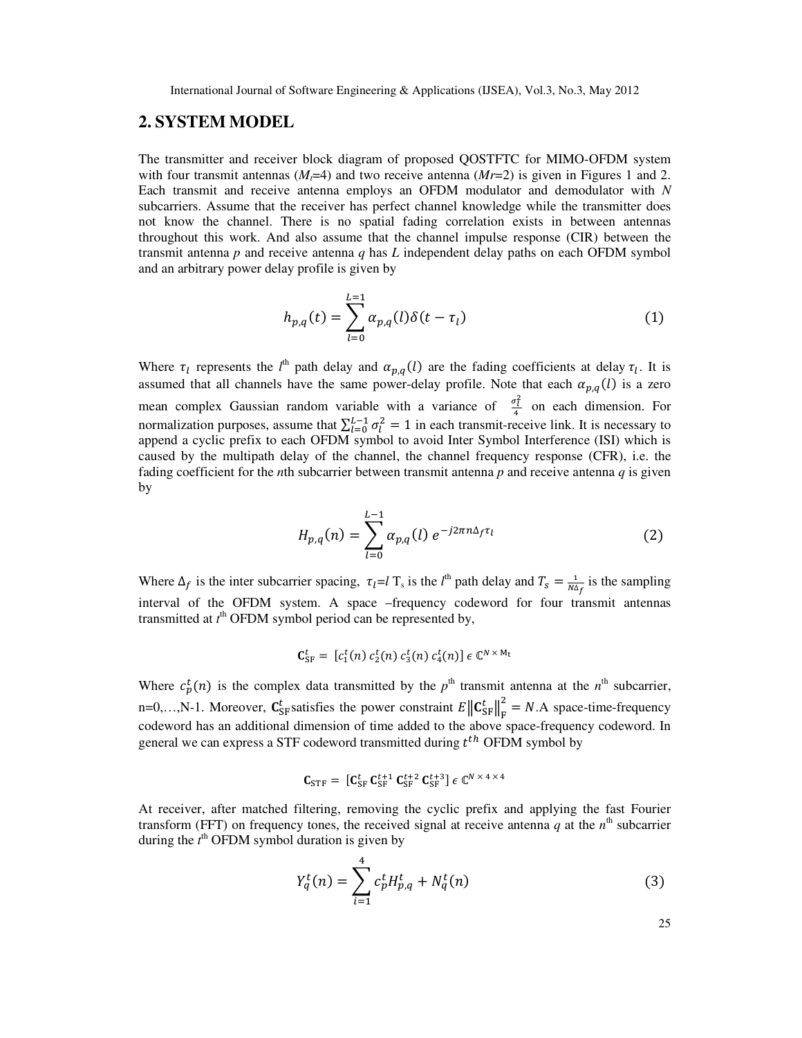## 2. SYSTEM MODEL

The transmitter and receiver block diagram of proposed QOSTFTC for MIMO-OFDM system with four transmit antennas ($M_t$=4) and two receive antenna ($Mr$=2) is given in Figures 1 and 2. Each transmit and receive antenna employs an OFDM modulator and demodulator with $N$ subcarriers. Assume that the receiver has perfect channel knowledge while the transmitter does not know the channel. There is no spatial fading correlation exists in between antennas throughout this work. And also assume that the channel impulse response (CIR) between the transmit antenna $p$ and receive antenna $q$ has $L$ independent delay paths on each OFDM symbol and an arbitrary power delay profile is given by

$$h_{p,q}(t) = \sum_{l=0}^{L=1} \alpha_{p,q}(l)\delta(t - \tau_l) \tag{1}$$

Where $\tau_l$ represents the $l^{\text{th}}$ path delay and $\alpha_{p,q}(l)$ are the fading coefficients at delay $\tau_l$. It is assumed that all channels have the same power-delay profile. Note that each $\alpha_{p,q}(l)$ is a zero mean complex Gaussian random variable with a variance of $\frac{\sigma_l^2}{4}$ on each dimension. For normalization purposes, assume that $\sum_{l=0}^{L-1} \sigma_l^2 = 1$ in each transmit-receive link. It is necessary to append a cyclic prefix to each OFDM symbol to avoid Inter Symbol Interference (ISI) which is caused by the multipath delay of the channel, the channel frequency response (CFR), i.e. the fading coefficient for the $n$th subcarrier between transmit antenna $p$ and receive antenna $q$ is given by

$$H_{p,q}(n) = \sum_{l=0}^{L-1} \alpha_{p,q}(l)\, e^{-j2\pi n \Delta_f \tau_l} \tag{2}$$

Where $\Delta_f$ is the inter subcarrier spacing, $\tau_l$=$l$ $T_s$ is the $l^{\text{th}}$ path delay and $T_s = \frac{1}{N\Delta_f}$ is the sampling interval of the OFDM system. A space –frequency codeword for four transmit antennas transmitted at $t^{\text{th}}$ OFDM symbol period can be represented by,

$$\mathbf{C}_{\text{SF}}^t = [c_1^t(n)\; c_2^t(n)\; c_3^t(n)\; c_4^t(n)] \in \mathbb{C}^{N \times \text{M}_\text{t}}$$

Where $c_p^t(n)$ is the complex data transmitted by the $p^{\text{th}}$ transmit antenna at the $n^{\text{th}}$ subcarrier, n=0,…,N-1. Moreover, $\mathbf{C}_{\text{SF}}^t$ satisfies the power constraint $E\left\|\mathbf{C}_{\text{SF}}^t\right\|_\text{F}^2 = N$. A space-time-frequency codeword has an additional dimension of time added to the above space-frequency codeword. In general we can express a STF codeword transmitted during $t^{th}$ OFDM symbol by

$$\mathbf{C}_{\text{STF}} = [\mathbf{C}_{\text{SF}}^t\; \mathbf{C}_{\text{SF}}^{t+1}\; \mathbf{C}_{\text{SF}}^{t+2}\; \mathbf{C}_{\text{SF}}^{t+3}] \in \mathbb{C}^{N \times 4 \times 4}$$

At receiver, after matched filtering, removing the cyclic prefix and applying the fast Fourier transform (FFT) on frequency tones, the received signal at receive antenna $q$ at the $n^{\text{th}}$ subcarrier during the $t^{\text{th}}$ OFDM symbol duration is given by

$$Y_q^t(n) = \sum_{i=1}^{4} c_p^t H_{p,q}^t + N_q^t(n) \tag{3}$$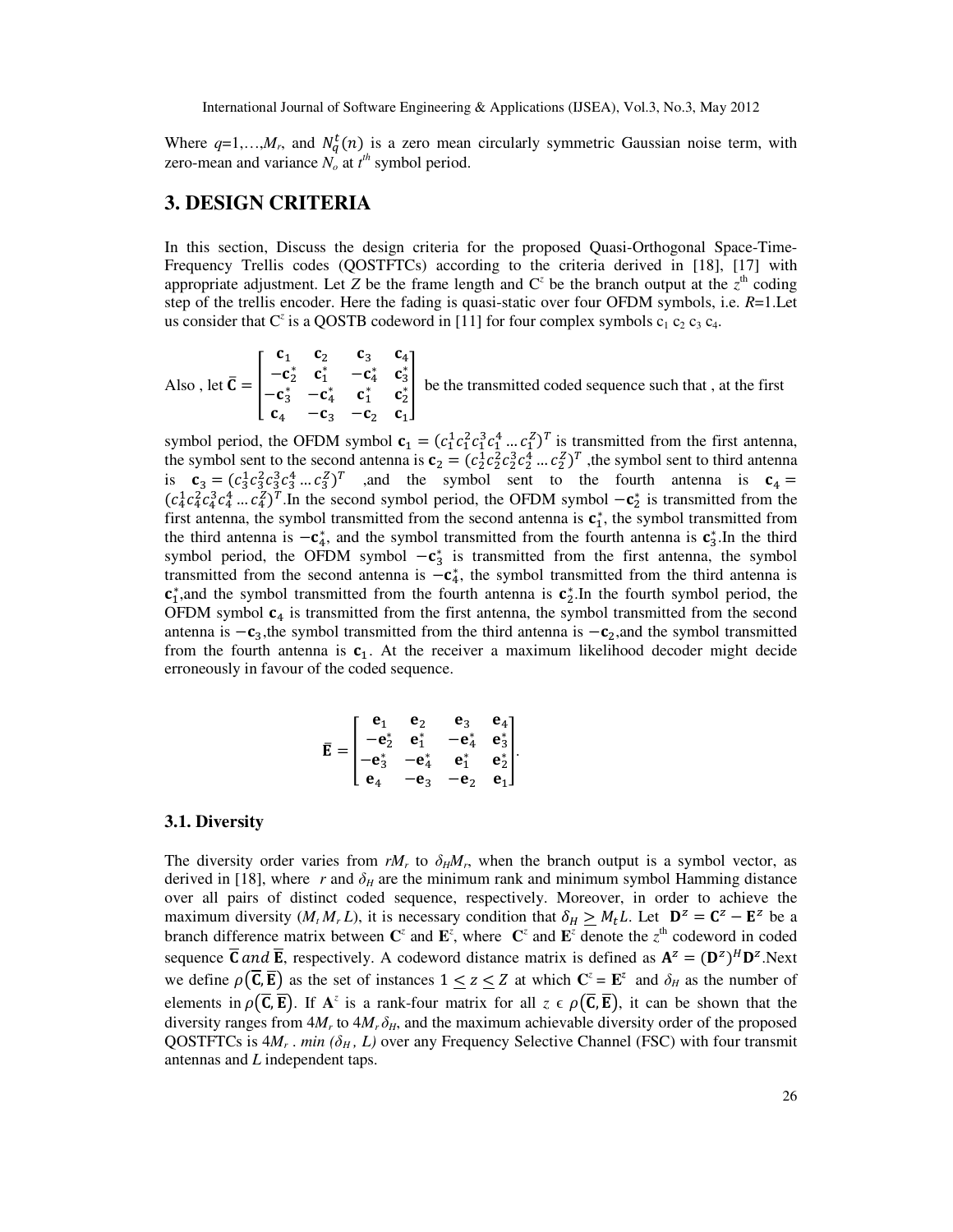Where $q$=1,…,$M_r$, and $N_q^t(n)$ is a zero mean circularly symmetric Gaussian noise term, with zero-mean and variance $N_o$ at $t^{th}$ symbol period.

## 3. DESIGN CRITERIA

In this section, Discuss the design criteria for the proposed Quasi-Orthogonal Space-Time-Frequency Trellis codes (QOSTFTCs) according to the criteria derived in [18], [17] with appropriate adjustment. Let $Z$ be the frame length and $C^z$ be the branch output at the $z^{th}$ coding step of the trellis encoder. Here the fading is quasi-static over four OFDM symbols, i.e. $R$=1.Let us consider that $C^z$ is a QOSTB codeword in [11] for four complex symbols $c_1$ $c_2$ $c_3$ $c_4$.

Also , let $\bar{\mathbf{C}} = \begin{bmatrix} \mathbf{c}_1 & \mathbf{c}_2 & \mathbf{c}_3 & \mathbf{c}_4 \\ -\mathbf{c}_2^* & \mathbf{c}_1^* & -\mathbf{c}_4^* & \mathbf{c}_3^* \\ -\mathbf{c}_3^* & -\mathbf{c}_4^* & \mathbf{c}_1^* & \mathbf{c}_2^* \\ \mathbf{c}_4 & -\mathbf{c}_3 & -\mathbf{c}_2 & \mathbf{c}_1 \end{bmatrix}$ be the transmitted coded sequence such that , at the first symbol period, the OFDM symbol $\mathbf{c}_1 = (c_1^1 c_1^2 c_1^3 c_1^4 \ldots c_1^Z)^T$ is transmitted from the first antenna, the symbol sent to the second antenna is $\mathbf{c}_2 = (c_2^1 c_2^2 c_2^3 c_2^4 \ldots c_2^Z)^T$ ,the symbol sent to third antenna is $\mathbf{c}_3 = (c_3^1 c_3^2 c_3^3 c_3^4 \ldots c_3^Z)^T$ ,and the symbol sent to the fourth antenna is $\mathbf{c}_4 = (c_4^1 c_4^2 c_4^3 c_4^4 \ldots c_4^Z)^T$.In the second symbol period, the OFDM symbol $-\mathbf{c}_2^*$ is transmitted from the first antenna, the symbol transmitted from the second antenna is $\mathbf{c}_1^*$, the symbol transmitted from the third antenna is $-\mathbf{c}_4^*$, and the symbol transmitted from the fourth antenna is $\mathbf{c}_3^*$.In the third symbol period, the OFDM symbol $-\mathbf{c}_3^*$ is transmitted from the first antenna, the symbol transmitted from the second antenna is $-\mathbf{c}_4^*$, the symbol transmitted from the third antenna is $\mathbf{c}_1^*$,and the symbol transmitted from the fourth antenna is $\mathbf{c}_2^*$.In the fourth symbol period, the OFDM symbol $\mathbf{c}_4$ is transmitted from the first antenna, the symbol transmitted from the second antenna is $-\mathbf{c}_3$,the symbol transmitted from the third antenna is $-\mathbf{c}_2$,and the symbol transmitted from the fourth antenna is $\mathbf{c}_1$. At the receiver a maximum likelihood decoder might decide erroneously in favour of the coded sequence.

$$\bar{\mathbf{E}} = \begin{bmatrix} \mathbf{e}_1 & \mathbf{e}_2 & \mathbf{e}_3 & \mathbf{e}_4 \\ -\mathbf{e}_2^* & \mathbf{e}_1^* & -\mathbf{e}_4^* & \mathbf{e}_3^* \\ -\mathbf{e}_3^* & -\mathbf{e}_4^* & \mathbf{e}_1^* & \mathbf{e}_2^* \\ \mathbf{e}_4 & -\mathbf{e}_3 & -\mathbf{e}_2 & \mathbf{e}_1 \end{bmatrix}.$$

### 3.1. Diversity

The diversity order varies from $rM_r$ to $\delta_H M_r$, when the branch output is a symbol vector, as derived in [18], where $r$ and $\delta_H$ are the minimum rank and minimum symbol Hamming distance over all pairs of distinct coded sequence, respectively. Moreover, in order to achieve the maximum diversity ($M_t M_r L$), it is necessary condition that $\delta_H \geq M_t L$. Let $\mathbf{D}^z = \mathbf{C}^z - \mathbf{E}^z$ be a branch difference matrix between $\mathbf{C}^z$ and $\mathbf{E}^z$, where $\mathbf{C}^z$ and $\mathbf{E}^z$ denote the $z^{th}$ codeword in coded sequence $\bar{\mathbf{C}}\, and\, \bar{\mathbf{E}}$, respectively. A codeword distance matrix is defined as $\mathbf{A}^z = (\mathbf{D}^z)^H \mathbf{D}^z$.Next we define $\rho(\bar{\mathbf{C}}, \bar{\mathbf{E}})$ as the set of instances $1 \leq z \leq Z$ at which $\mathbf{C}^z = \mathbf{E}^z$ and $\delta_H$ as the number of elements in $\rho(\bar{\mathbf{C}}, \bar{\mathbf{E}})$. If $\mathbf{A}^z$ is a rank-four matrix for all $z \in \rho(\bar{\mathbf{C}}, \bar{\mathbf{E}})$, it can be shown that the diversity ranges from $4M_r$ to $4M_r\delta_H$, and the maximum achievable diversity order of the proposed QOSTFTCs is $4M_r \cdot min\ (\delta_H, L)$ over any Frequency Selective Channel (FSC) with four transmit antennas and $L$ independent taps.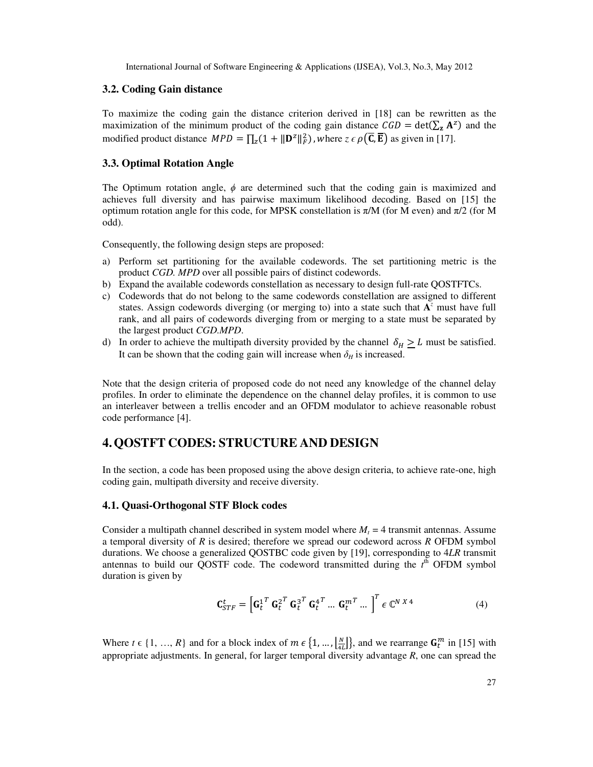### 3.2. Coding Gain distance

To maximize the coding gain the distance criterion derived in [18] can be rewritten as the maximization of the minimum product of the coding gain distance $CGD = \det(\sum_{\mathbf{z}} \mathbf{A}^z)$ and the modified product distance $MPD = \prod_z (1 + \|\mathbf{D}^z\|_F^2)$, where $z \in \rho(\overline{\mathbf{C}}, \overline{\mathbf{E}})$ as given in [17].

### 3.3. Optimal Rotation Angle

The Optimum rotation angle, $\phi$ are determined such that the coding gain is maximized and achieves full diversity and has pairwise maximum likelihood decoding. Based on [15] the optimum rotation angle for this code, for MPSK constellation is $\pi/M$ (for M even) and $\pi/2$ (for M odd).

Consequently, the following design steps are proposed:

a) Perform set partitioning for the available codewords. The set partitioning metric is the product *CGD. MPD* over all possible pairs of distinct codewords.
b) Expand the available codewords constellation as necessary to design full-rate QOSTFTCs.
c) Codewords that do not belong to the same codewords constellation are assigned to different states. Assign codewords diverging (or merging to) into a state such that $\mathbf{A}^z$ must have full rank, and all pairs of codewords diverging from or merging to a state must be separated by the largest product *CGD.MPD*.
d) In order to achieve the multipath diversity provided by the channel $\delta_H \geq L$ must be satisfied. It can be shown that the coding gain will increase when $\delta_H$ is increased.

Note that the design criteria of proposed code do not need any knowledge of the channel delay profiles. In order to eliminate the dependence on the channel delay profiles, it is common to use an interleaver between a trellis encoder and an OFDM modulator to achieve reasonable robust code performance [4].

## 4. QOSTFT CODES: STRUCTURE AND DESIGN

In the section, a code has been proposed using the above design criteria, to achieve rate-one, high coding gain, multipath diversity and receive diversity.

### 4.1. Quasi-Orthogonal STF Block codes

Consider a multipath channel described in system model where $M_t = 4$ transmit antennas. Assume a temporal diversity of $R$ is desired; therefore we spread our codeword across $R$ OFDM symbol durations. We choose a generalized QOSTBC code given by [19], corresponding to $4LR$ transmit antennas to build our QOSTF code. The codeword transmitted during the $t^{\text{th}}$ OFDM symbol duration is given by

$$\mathbf{C}_{STF}^{t} = \left[\mathbf{G}_t^{1\,T}\ \mathbf{G}_t^{2\,T}\ \mathbf{G}_t^{3\,T}\ \mathbf{G}_t^{4\,T} \ldots\ \mathbf{G}_t^{m\,T} \ldots\ \right]^T \in \mathbb{C}^{N \times 4} \tag{4}$$

Where $t \in \{1, \ldots, R\}$ and for a block index of $m \in \left\{1, \ldots, \left\lfloor \frac{N}{4L} \right\rfloor\right\}$, and we rearrange $\mathbf{G}_t^m$ in [15] with appropriate adjustments. In general, for larger temporal diversity advantage $R$, one can spread the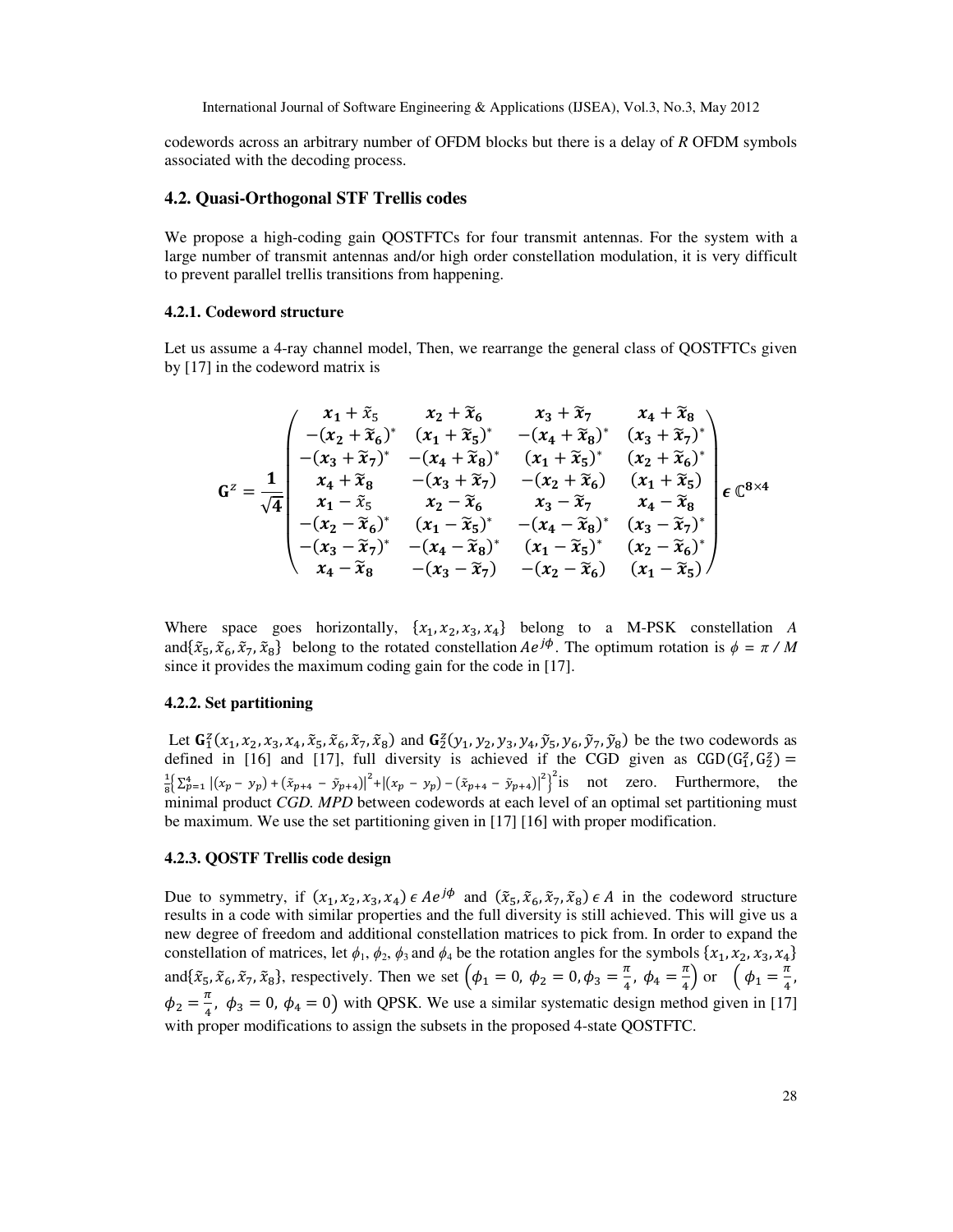codewords across an arbitrary number of OFDM blocks but there is a delay of *R* OFDM symbols associated with the decoding process.

## 4.2. Quasi-Orthogonal STF Trellis codes

We propose a high-coding gain QOSTFTCs for four transmit antennas. For the system with a large number of transmit antennas and/or high order constellation modulation, it is very difficult to prevent parallel trellis transitions from happening.

### 4.2.1. Codeword structure

Let us assume a 4-ray channel model, Then, we rearrange the general class of QOSTFTCs given by [17] in the codeword matrix is

$$\mathbf{G}^{z} = \frac{\mathbf{1}}{\sqrt{\mathbf{4}}}\begin{pmatrix} \boldsymbol{x_1} + \tilde{x}_5 & \boldsymbol{x_2} + \tilde{\boldsymbol{x}}_6 & \boldsymbol{x_3} + \tilde{\boldsymbol{x}}_7 & \boldsymbol{x_4} + \tilde{\boldsymbol{x}}_8 \\ -(\boldsymbol{x_2} + \tilde{\boldsymbol{x}}_6)^* & (\boldsymbol{x_1} + \tilde{\boldsymbol{x}}_5)^* & -(\boldsymbol{x_4} + \tilde{\boldsymbol{x}}_8)^* & (\boldsymbol{x_3} + \tilde{\boldsymbol{x}}_7)^* \\ -(\boldsymbol{x_3} + \tilde{\boldsymbol{x}}_7)^* & -(\boldsymbol{x_4} + \tilde{\boldsymbol{x}}_8)^* & (\boldsymbol{x_1} + \tilde{\boldsymbol{x}}_5)^* & (\boldsymbol{x_2} + \tilde{\boldsymbol{x}}_6)^* \\ \boldsymbol{x_4} + \tilde{\boldsymbol{x}}_8 & -(\boldsymbol{x_3} + \tilde{\boldsymbol{x}}_7) & -(\boldsymbol{x_2} + \tilde{\boldsymbol{x}}_6) & (\boldsymbol{x_1} + \tilde{\boldsymbol{x}}_5) \\ \boldsymbol{x_1} - \tilde{x}_5 & \boldsymbol{x_2} - \tilde{\boldsymbol{x}}_6 & \boldsymbol{x_3} - \tilde{\boldsymbol{x}}_7 & \boldsymbol{x_4} - \tilde{\boldsymbol{x}}_8 \\ -(\boldsymbol{x_2} - \tilde{\boldsymbol{x}}_6)^* & (\boldsymbol{x_1} - \tilde{\boldsymbol{x}}_5)^* & -(\boldsymbol{x_4} - \tilde{\boldsymbol{x}}_8)^* & (\boldsymbol{x_3} - \tilde{\boldsymbol{x}}_7)^* \\ -(\boldsymbol{x_3} - \tilde{\boldsymbol{x}}_7)^* & -(\boldsymbol{x_4} - \tilde{\boldsymbol{x}}_8)^* & (\boldsymbol{x_1} - \tilde{\boldsymbol{x}}_5)^* & (\boldsymbol{x_2} - \tilde{\boldsymbol{x}}_6)^* \\ \boldsymbol{x_4} - \tilde{\boldsymbol{x}}_8 & -(\boldsymbol{x_3} - \tilde{\boldsymbol{x}}_7) & -(\boldsymbol{x_2} - \tilde{\boldsymbol{x}}_6) & (\boldsymbol{x_1} - \tilde{\boldsymbol{x}}_5) \end{pmatrix} \in \mathbb{C}^{\mathbf{8}\times\mathbf{4}}$$

Where space goes horizontally, $\{x_1, x_2, x_3, x_4\}$ belong to a M-PSK constellation $A$ and $\{\tilde{x}_5, \tilde{x}_6, \tilde{x}_7, \tilde{x}_8\}$ belong to the rotated constellation $Ae^{j\phi}$. The optimum rotation is $\phi = \pi / M$ since it provides the maximum coding gain for the code in [17].

### 4.2.2. Set partitioning

Let $\mathbf{G}_1^z(x_1, x_2, x_3, x_4, \tilde{x}_5, \tilde{x}_6, \tilde{x}_7, \tilde{x}_8)$ and $\mathbf{G}_2^z(y_1, y_2, y_3, y_4, \tilde{y}_5, y_6, \tilde{y}_7, \tilde{y}_8)$ be the two codewords as defined in [16] and [17], full diversity is achieved if the CGD given as $\mathrm{CGD}(\mathrm{G}_1^z, \mathrm{G}_2^z) = \frac{1}{8}\left\{\sum_{p=1}^{4} |(x_p - y_p) + (\tilde{x}_{p+4} - \tilde{y}_{p+4})|^2 + |(x_p - y_p) - (\tilde{x}_{p+4} - \tilde{y}_{p+4})|^2\right\}^2$ is not zero. Furthermore, the minimal product *CGD. MPD* between codewords at each level of an optimal set partitioning must be maximum. We use the set partitioning given in [17] [16] with proper modification.

### 4.2.3. QOSTF Trellis code design

Due to symmetry, if $(x_1, x_2, x_3, x_4) \in Ae^{j\phi}$ and $(\tilde{x}_5, \tilde{x}_6, \tilde{x}_7, \tilde{x}_8) \in A$ in the codeword structure results in a code with similar properties and the full diversity is still achieved. This will give us a new degree of freedom and additional constellation matrices to pick from. In order to expand the constellation of matrices, let $\phi_1$, $\phi_2$, $\phi_3$ and $\phi_4$ be the rotation angles for the symbols $\{x_1, x_2, x_3, x_4\}$ and $\{\tilde{x}_5, \tilde{x}_6, \tilde{x}_7, \tilde{x}_8\}$, respectively. Then we set $\left(\phi_1 = 0,\ \phi_2 = 0, \phi_3 = \frac{\pi}{4},\ \phi_4 = \frac{\pi}{4}\right)$ or $\left(\phi_1 = \frac{\pi}{4},\ \phi_2 = \frac{\pi}{4},\ \phi_3 = 0,\ \phi_4 = 0\right)$ with QPSK. We use a similar systematic design method given in [17] with proper modifications to assign the subsets in the proposed 4-state QOSTFTC.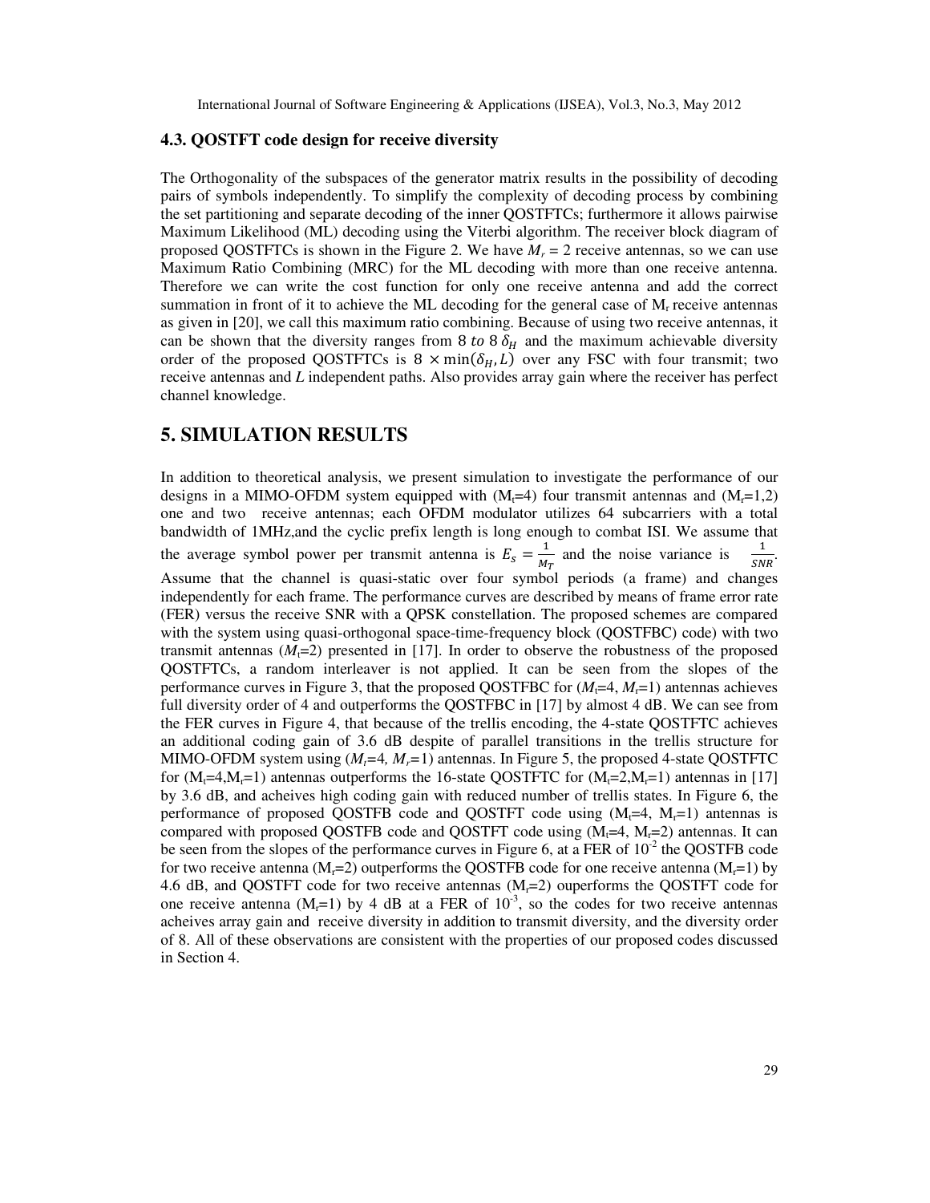### 4.3. QOSTFT code design for receive diversity

The Orthogonality of the subspaces of the generator matrix results in the possibility of decoding pairs of symbols independently. To simplify the complexity of decoding process by combining the set partitioning and separate decoding of the inner QOSTFTCs; furthermore it allows pairwise Maximum Likelihood (ML) decoding using the Viterbi algorithm. The receiver block diagram of proposed QOSTFTCs is shown in the Figure 2. We have $M_r = 2$ receive antennas, so we can use Maximum Ratio Combining (MRC) for the ML decoding with more than one receive antenna. Therefore we can write the cost function for only one receive antenna and add the correct summation in front of it to achieve the ML decoding for the general case of $M_r$ receive antennas as given in [20], we call this maximum ratio combining. Because of using two receive antennas, it can be shown that the diversity ranges from $8\ to\ 8\ \delta_H$ and the maximum achievable diversity order of the proposed QOSTFTCs is $8\ \times \min(\delta_H, L)$ over any FSC with four transmit; two receive antennas and $L$ independent paths. Also provides array gain where the receiver has perfect channel knowledge.

## 5. SIMULATION RESULTS

In addition to theoretical analysis, we present simulation to investigate the performance of our designs in a MIMO-OFDM system equipped with ($M_t$=4) four transmit antennas and ($M_r$=1,2) one and two receive antennas; each OFDM modulator utilizes 64 subcarriers with a total bandwidth of 1MHz,and the cyclic prefix length is long enough to combat ISI. We assume that the average symbol power per transmit antenna is $E_S = \frac{1}{M_T}$ and the noise variance is $\frac{1}{SNR}$. Assume that the channel is quasi-static over four symbol periods (a frame) and changes independently for each frame. The performance curves are described by means of frame error rate (FER) versus the receive SNR with a QPSK constellation. The proposed schemes are compared with the system using quasi-orthogonal space-time-frequency block (QOSTFBC) code) with two transmit antennas ($M_t$=2) presented in [17]. In order to observe the robustness of the proposed QOSTFTCs, a random interleaver is not applied. It can be seen from the slopes of the performance curves in Figure 3, that the proposed QOSTFBC for ($M_t$=4, $M_r$=1) antennas achieves full diversity order of 4 and outperforms the QOSTFBC in [17] by almost 4 dB. We can see from the FER curves in Figure 4, that because of the trellis encoding, the 4-state QOSTFTC achieves an additional coding gain of 3.6 dB despite of parallel transitions in the trellis structure for MIMO-OFDM system using ($M_t$=4, $M_r$=1) antennas. In Figure 5, the proposed 4-state QOSTFTC for ($M_t$=4,$M_r$=1) antennas outperforms the 16-state QOSTFTC for ($M_t$=2,$M_r$=1) antennas in [17] by 3.6 dB, and acheives high coding gain with reduced number of trellis states. In Figure 6, the performance of proposed QOSTFB code and QOSTFT code using ($M_t$=4, $M_r$=1) antennas is compared with proposed QOSTFB code and QOSTFT code using ($M_t$=4, $M_r$=2) antennas. It can be seen from the slopes of the performance curves in Figure 6, at a FER of $10^{-2}$ the QOSTFB code for two receive antenna ($M_r$=2) outperforms the QOSTFB code for one receive antenna ($M_r$=1) by 4.6 dB, and QOSTFT code for two receive antennas ($M_r$=2) ouperforms the QOSTFT code for one receive antenna ($M_r$=1) by 4 dB at a FER of $10^{-3}$, so the codes for two receive antennas acheives array gain and receive diversity in addition to transmit diversity, and the diversity order of 8. All of these observations are consistent with the properties of our proposed codes discussed in Section 4.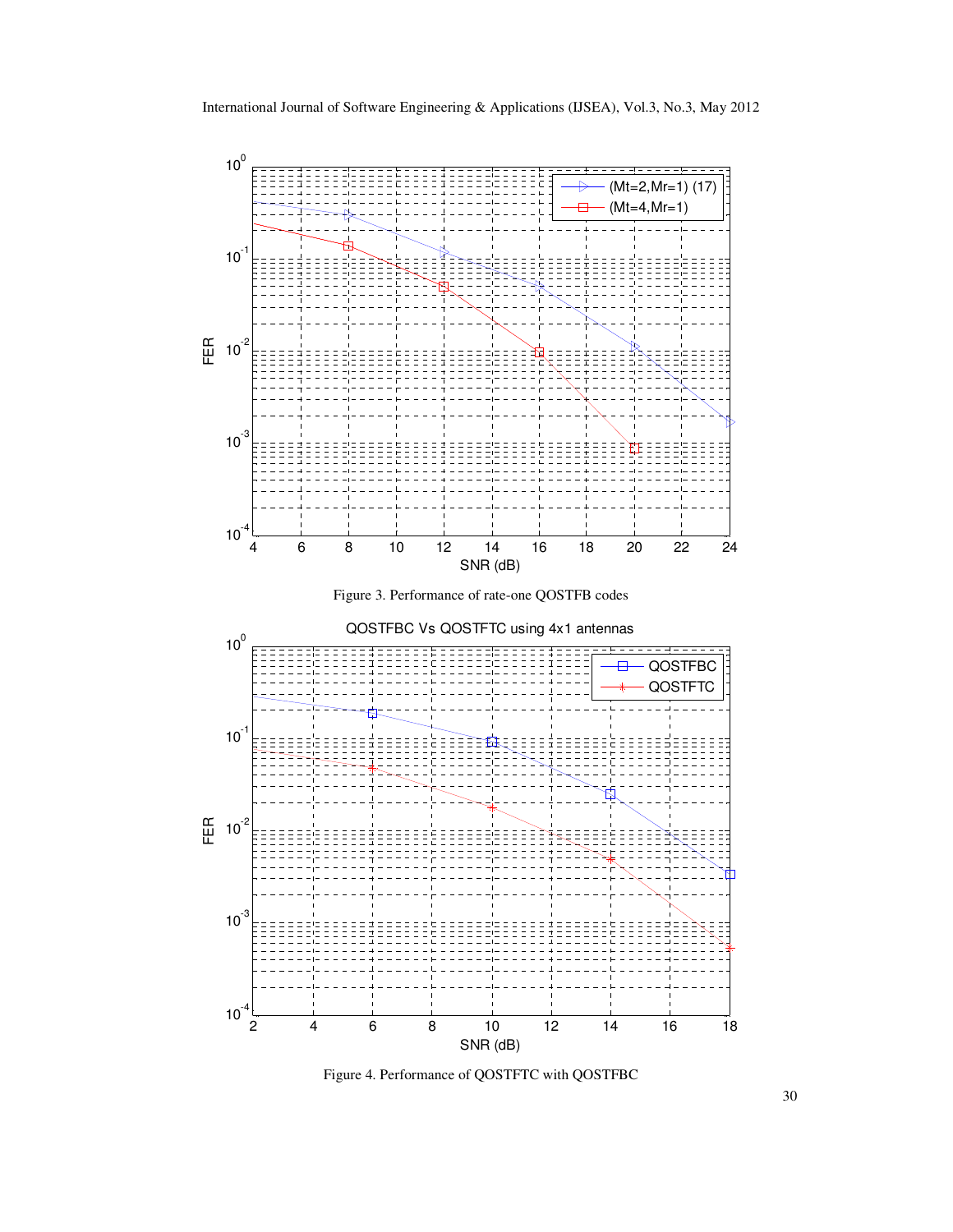Figure 3. Performance of rate-one QOSTFB codes

Figure 4. Performance of QOSTFTC with QOSTFBC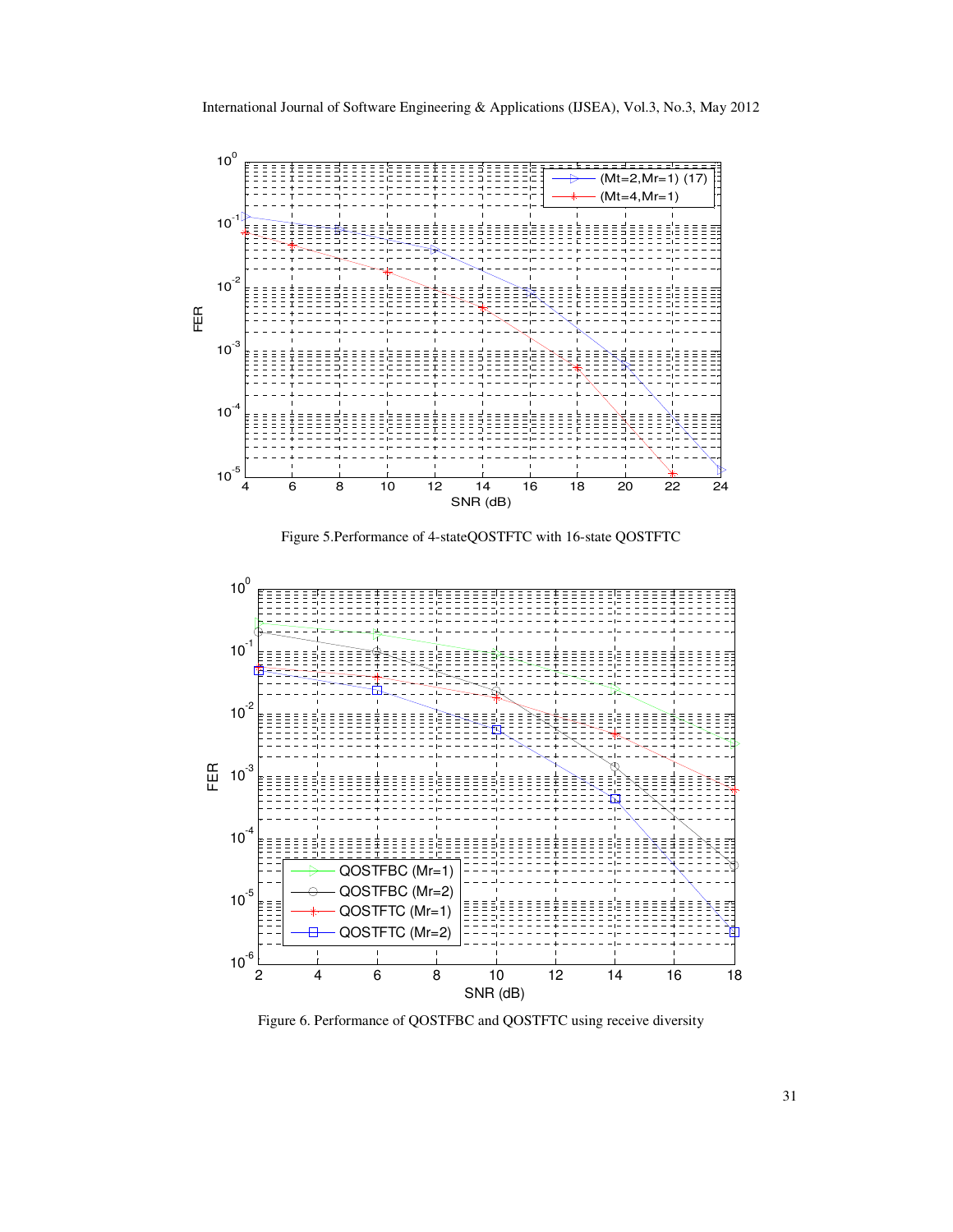Figure 5.Performance of 4-stateQOSTFTC with 16-state QOSTFTC

Figure 6. Performance of QOSTFBC and QOSTFTC using receive diversity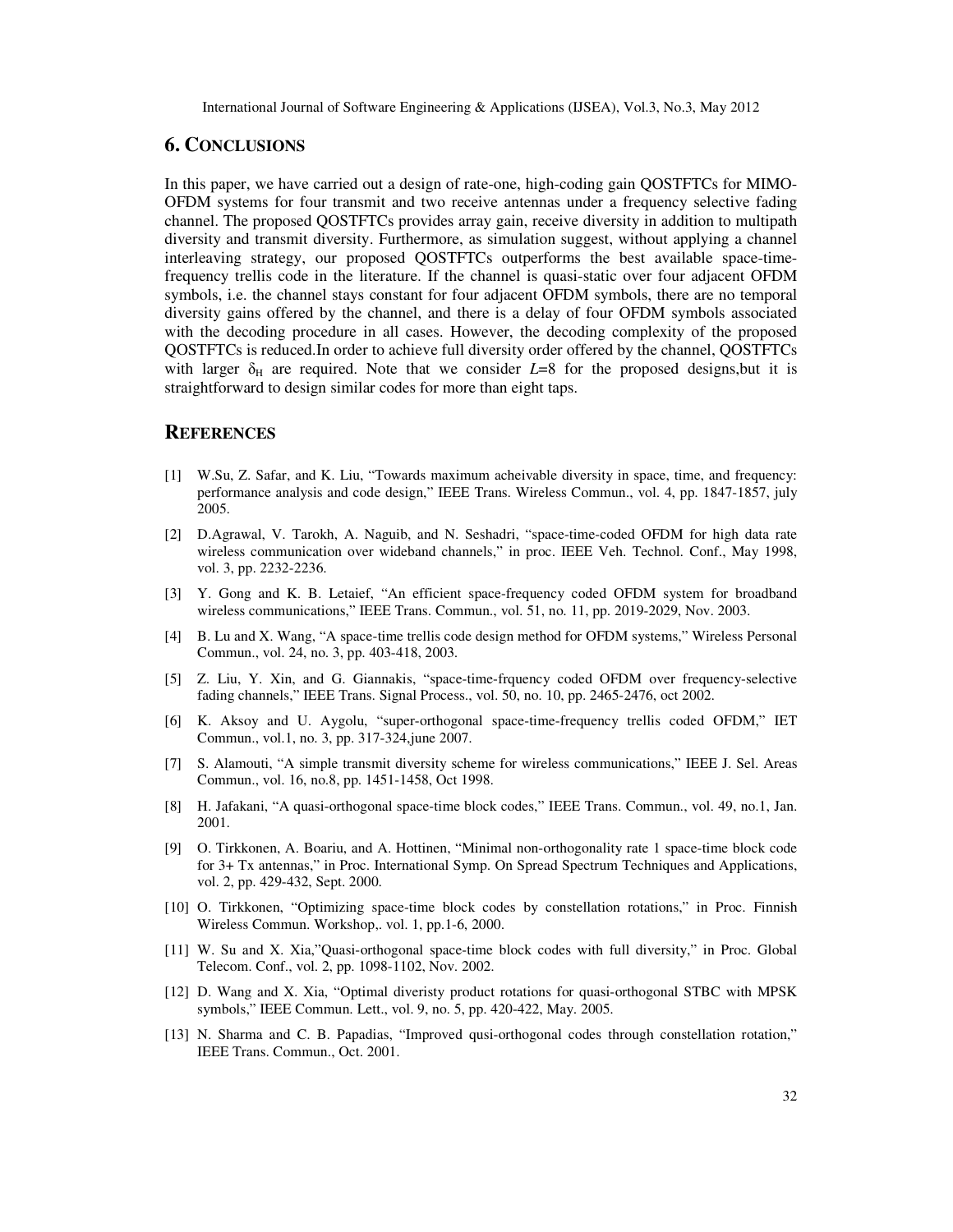## 6. CONCLUSIONS

In this paper, we have carried out a design of rate-one, high-coding gain QOSTFTCs for MIMO-OFDM systems for four transmit and two receive antennas under a frequency selective fading channel. The proposed QOSTFTCs provides array gain, receive diversity in addition to multipath diversity and transmit diversity. Furthermore, as simulation suggest, without applying a channel interleaving strategy, our proposed QOSTFTCs outperforms the best available space-time-frequency trellis code in the literature. If the channel is quasi-static over four adjacent OFDM symbols, i.e. the channel stays constant for four adjacent OFDM symbols, there are no temporal diversity gains offered by the channel, and there is a delay of four OFDM symbols associated with the decoding procedure in all cases. However, the decoding complexity of the proposed QOSTFTCs is reduced.In order to achieve full diversity order offered by the channel, QOSTFTCs with larger $\delta_H$ are required. Note that we consider $L$=8 for the proposed designs,but it is straightforward to design similar codes for more than eight taps.

## REFERENCES

[1] W.Su, Z. Safar, and K. Liu, "Towards maximum acheivable diversity in space, time, and frequency: performance analysis and code design," IEEE Trans. Wireless Commun., vol. 4, pp. 1847-1857, july 2005.

[2] D.Agrawal, V. Tarokh, A. Naguib, and N. Seshadri, "space-time-coded OFDM for high data rate wireless communication over wideband channels," in proc. IEEE Veh. Technol. Conf., May 1998, vol. 3, pp. 2232-2236.

[3] Y. Gong and K. B. Letaief, "An efficient space-frequency coded OFDM system for broadband wireless communications," IEEE Trans. Commun., vol. 51, no. 11, pp. 2019-2029, Nov. 2003.

[4] B. Lu and X. Wang, "A space-time trellis code design method for OFDM systems," Wireless Personal Commun., vol. 24, no. 3, pp. 403-418, 2003.

[5] Z. Liu, Y. Xin, and G. Giannakis, "space-time-frquency coded OFDM over frequency-selective fading channels," IEEE Trans. Signal Process., vol. 50, no. 10, pp. 2465-2476, oct 2002.

[6] K. Aksoy and U. Aygolu, "super-orthogonal space-time-frequency trellis coded OFDM," IET Commun., vol.1, no. 3, pp. 317-324,june 2007.

[7] S. Alamouti, "A simple transmit diversity scheme for wireless communications," IEEE J. Sel. Areas Commun., vol. 16, no.8, pp. 1451-1458, Oct 1998.

[8] H. Jafakani, "A quasi-orthogonal space-time block codes," IEEE Trans. Commun., vol. 49, no.1, Jan. 2001.

[9] O. Tirkkonen, A. Boariu, and A. Hottinen, "Minimal non-orthogonality rate 1 space-time block code for 3+ Tx antennas," in Proc. International Symp. On Spread Spectrum Techniques and Applications, vol. 2, pp. 429-432, Sept. 2000.

[10] O. Tirkkonen, "Optimizing space-time block codes by constellation rotations," in Proc. Finnish Wireless Commun. Workshop,. vol. 1, pp.1-6, 2000.

[11] W. Su and X. Xia,"Quasi-orthogonal space-time block codes with full diversity," in Proc. Global Telecom. Conf., vol. 2, pp. 1098-1102, Nov. 2002.

[12] D. Wang and X. Xia, "Optimal diveristy product rotations for quasi-orthogonal STBC with MPSK symbols," IEEE Commun. Lett., vol. 9, no. 5, pp. 420-422, May. 2005.

[13] N. Sharma and C. B. Papadias, "Improved qusi-orthogonal codes through constellation rotation," IEEE Trans. Commun., Oct. 2001.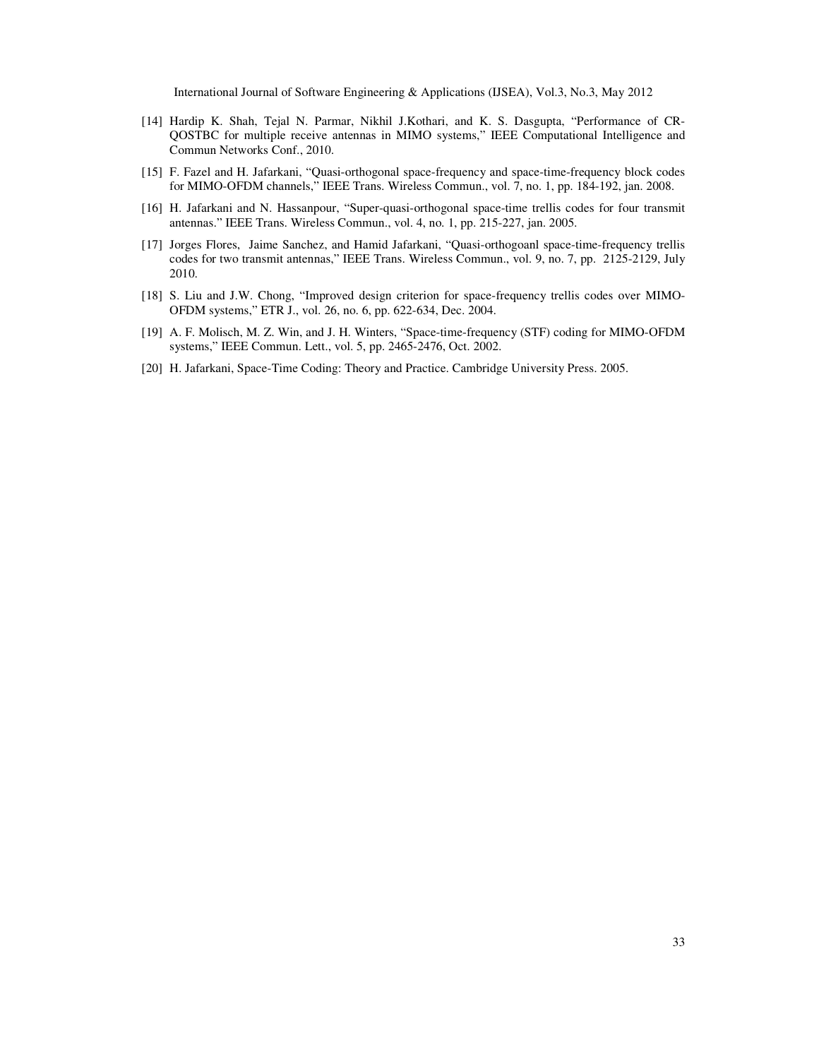[14] Hardip K. Shah, Tejal N. Parmar, Nikhil J.Kothari, and K. S. Dasgupta, "Performance of CR-QOSTBC for multiple receive antennas in MIMO systems," IEEE Computational Intelligence and Commun Networks Conf., 2010.

[15] F. Fazel and H. Jafarkani, "Quasi-orthogonal space-frequency and space-time-frequency block codes for MIMO-OFDM channels," IEEE Trans. Wireless Commun., vol. 7, no. 1, pp. 184-192, jan. 2008.

[16] H. Jafarkani and N. Hassanpour, "Super-quasi-orthogonal space-time trellis codes for four transmit antennas." IEEE Trans. Wireless Commun., vol. 4, no. 1, pp. 215-227, jan. 2005.

[17] Jorges Flores, Jaime Sanchez, and Hamid Jafarkani, "Quasi-orthogoanl space-time-frequency trellis codes for two transmit antennas," IEEE Trans. Wireless Commun., vol. 9, no. 7, pp. 2125-2129, July 2010.

[18] S. Liu and J.W. Chong, "Improved design criterion for space-frequency trellis codes over MIMO-OFDM systems," ETR J., vol. 26, no. 6, pp. 622-634, Dec. 2004.

[19] A. F. Molisch, M. Z. Win, and J. H. Winters, "Space-time-frequency (STF) coding for MIMO-OFDM systems," IEEE Commun. Lett., vol. 5, pp. 2465-2476, Oct. 2002.

[20] H. Jafarkani, Space-Time Coding: Theory and Practice. Cambridge University Press. 2005.